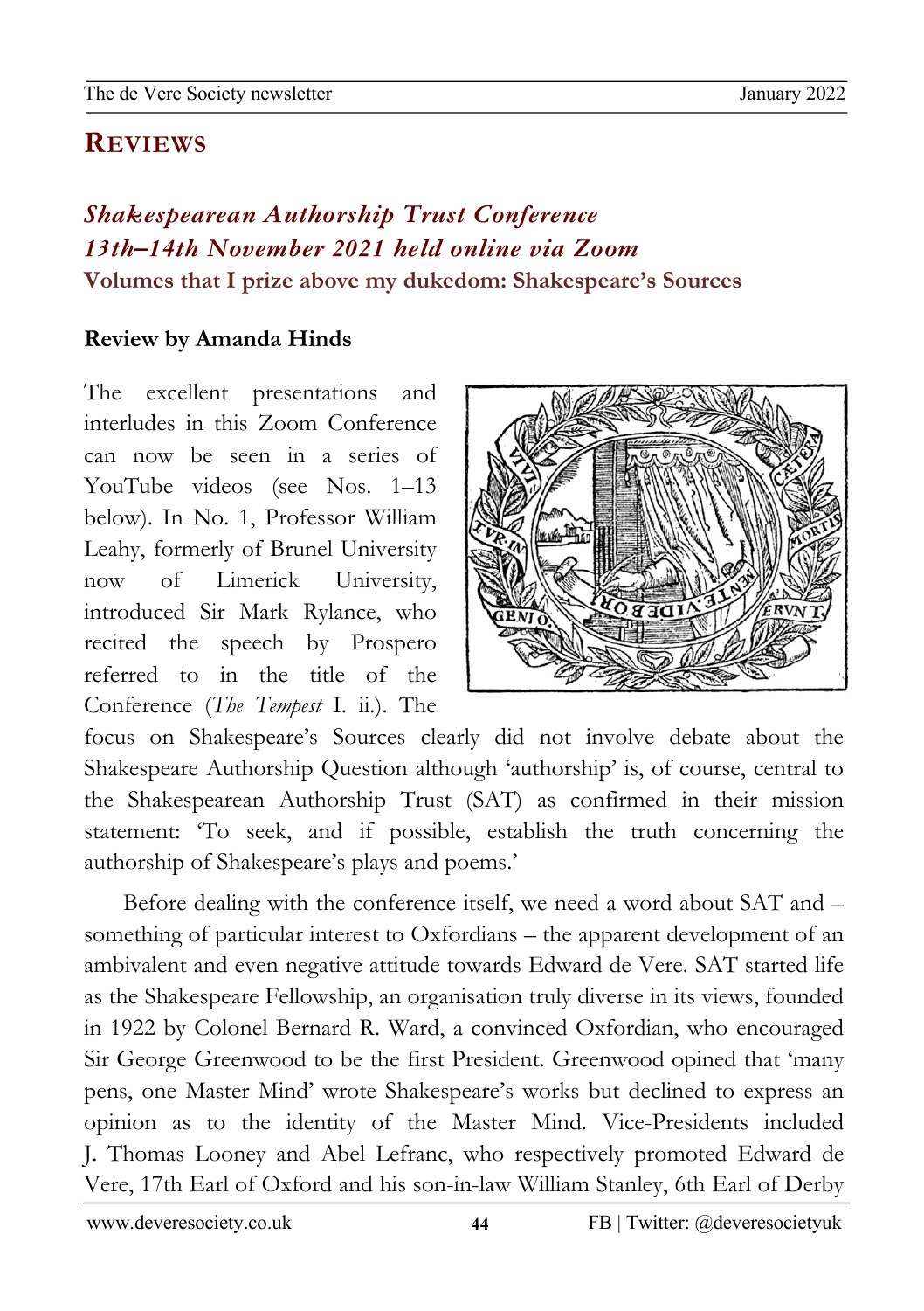# REVIEWS

## *Shakespearean Authorship Trust Conference 13th–14th November 2021 held online via Zoom*

### Volumes that I prize above my dukedom: Shakespeare's Sources

**Review by Amanda Hinds**

The excellent presentations and interludes in this Zoom Conference can now be seen in a series of YouTube videos (see Nos. 1–13 below). In No. 1, Professor William Leahy, formerly of Brunel University now of Limerick University, introduced Sir Mark Rylance, who recited the speech by Prospero referred to in the title of the Conference (*The Tempest* I. ii.). The focus on Shakespeare's Sources clearly did not involve debate about the Shakespeare Authorship Question although 'authorship' is, of course, central to the Shakespearean Authorship Trust (SAT) as confirmed in their mission statement: 'To seek, and if possible, establish the truth concerning the authorship of Shakespeare's plays and poems.'

Before dealing with the conference itself, we need a word about SAT and – something of particular interest to Oxfordians – the apparent development of an ambivalent and even negative attitude towards Edward de Vere. SAT started life as the Shakespeare Fellowship, an organisation truly diverse in its views, founded in 1922 by Colonel Bernard R. Ward, a convinced Oxfordian, who encouraged Sir George Greenwood to be the first President. Greenwood opined that 'many pens, one Master Mind' wrote Shakespeare's works but declined to express an opinion as to the identity of the Master Mind. Vice-Presidents included J. Thomas Looney and Abel Lefranc, who respectively promoted Edward de Vere, 17th Earl of Oxford and his son-in-law William Stanley, 6th Earl of Derby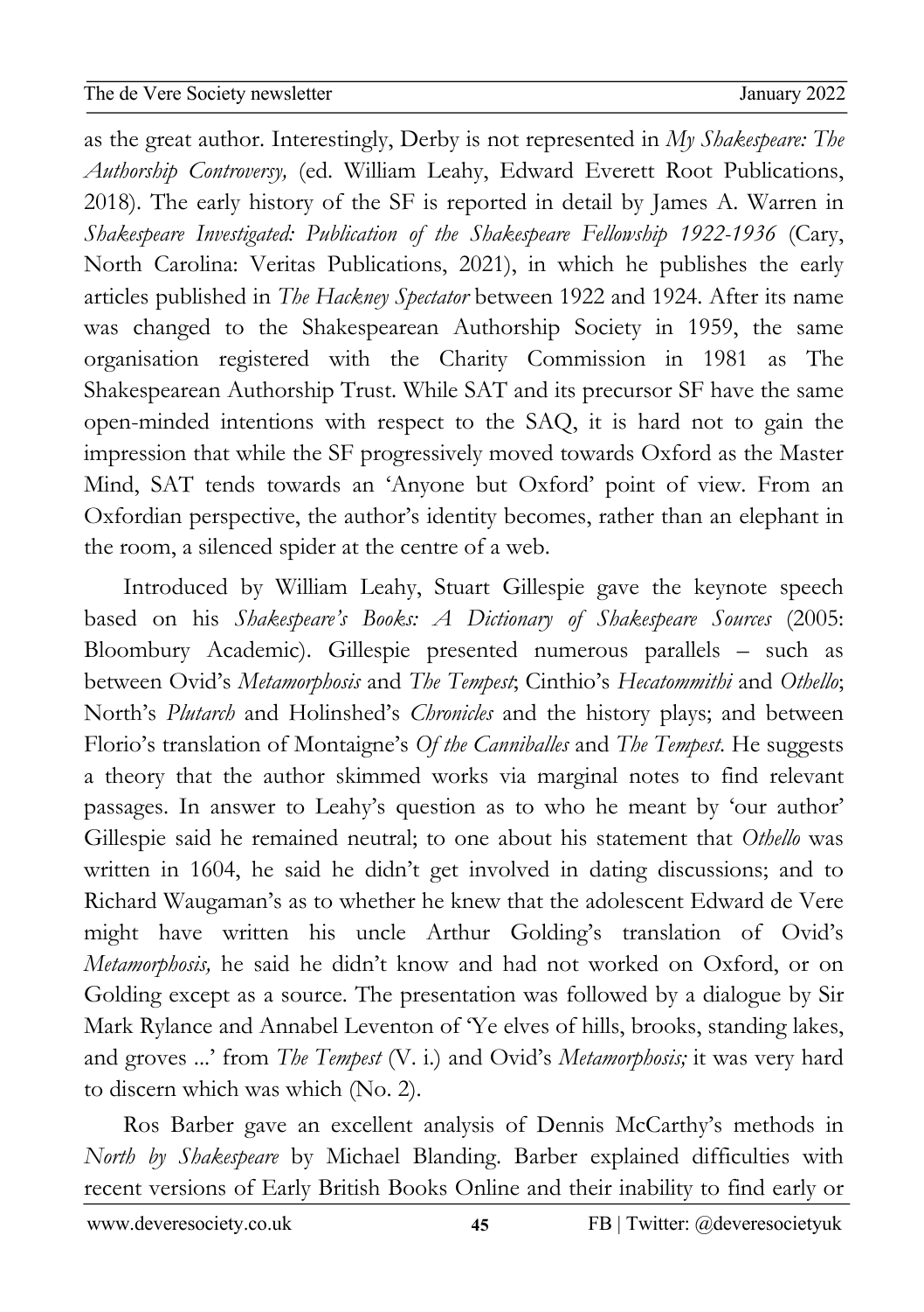as the great author. Interestingly, Derby is not represented in *My Shakespeare: The Authorship Controversy,* (ed. William Leahy, Edward Everett Root Publications, 2018). The early history of the SF is reported in detail by James A. Warren in *Shakespeare Investigated: Publication of the Shakespeare Fellowship 1922-1936* (Cary, North Carolina: Veritas Publications, 2021), in which he publishes the early articles published in *The Hackney Spectator* between 1922 and 1924. After its name was changed to the Shakespearean Authorship Society in 1959, the same organisation registered with the Charity Commission in 1981 as The Shakespearean Authorship Trust. While SAT and its precursor SF have the same open-minded intentions with respect to the SAQ, it is hard not to gain the impression that while the SF progressively moved towards Oxford as the Master Mind, SAT tends towards an 'Anyone but Oxford' point of view. From an Oxfordian perspective, the author's identity becomes, rather than an elephant in the room, a silenced spider at the centre of a web.

Introduced by William Leahy, Stuart Gillespie gave the keynote speech based on his *Shakespeare's Books: A Dictionary of Shakespeare Sources* (2005: Bloombury Academic). Gillespie presented numerous parallels – such as between Ovid's *Metamorphosis* and *The Tempest*; Cinthio's *Hecatommithi* and *Othello*; North's *Plutarch* and Holinshed's *Chronicles* and the history plays; and between Florio's translation of Montaigne's *Of the Canniballes* and *The Tempest*. He suggests a theory that the author skimmed works via marginal notes to find relevant passages. In answer to Leahy's question as to who he meant by 'our author' Gillespie said he remained neutral; to one about his statement that *Othello* was written in 1604, he said he didn't get involved in dating discussions; and to Richard Waugaman's as to whether he knew that the adolescent Edward de Vere might have written his uncle Arthur Golding's translation of Ovid's *Metamorphosis,* he said he didn't know and had not worked on Oxford, or on Golding except as a source. The presentation was followed by a dialogue by Sir Mark Rylance and Annabel Leventon of 'Ye elves of hills, brooks, standing lakes, and groves ...' from *The Tempest* (V. i.) and Ovid's *Metamorphosis;* it was very hard to discern which was which (No. 2).

Ros Barber gave an excellent analysis of Dennis McCarthy's methods in *North by Shakespeare* by Michael Blanding. Barber explained difficulties with recent versions of Early British Books Online and their inability to find early or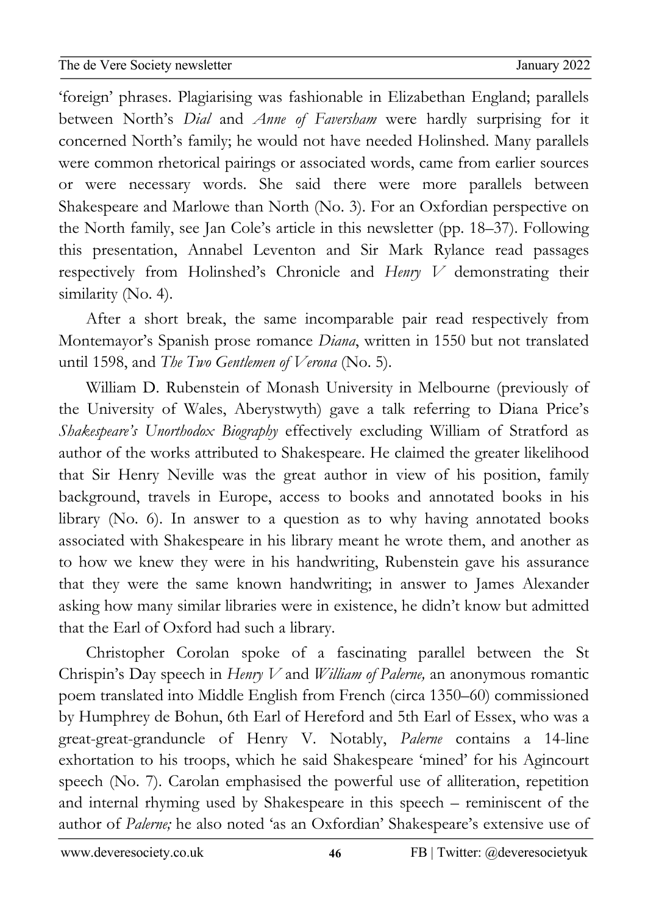'foreign' phrases. Plagiarising was fashionable in Elizabethan England; parallels between North's *Dial* and *Anne of Faversham* were hardly surprising for it concerned North's family; he would not have needed Holinshed. Many parallels were common rhetorical pairings or associated words, came from earlier sources or were necessary words. She said there were more parallels between Shakespeare and Marlowe than North (No. 3). For an Oxfordian perspective on the North family, see Jan Cole's article in this newsletter (pp. 18–37). Following this presentation, Annabel Leventon and Sir Mark Rylance read passages respectively from Holinshed's Chronicle and *Henry V* demonstrating their similarity (No. 4).

After a short break, the same incomparable pair read respectively from Montemayor's Spanish prose romance *Diana*, written in 1550 but not translated until 1598, and *The Two Gentlemen of Verona* (No. 5).

William D. Rubenstein of Monash University in Melbourne (previously of the University of Wales, Aberystwyth) gave a talk referring to Diana Price's *Shakespeare's Unorthodox Biography* effectively excluding William of Stratford as author of the works attributed to Shakespeare. He claimed the greater likelihood that Sir Henry Neville was the great author in view of his position, family background, travels in Europe, access to books and annotated books in his library (No. 6). In answer to a question as to why having annotated books associated with Shakespeare in his library meant he wrote them, and another as to how we knew they were in his handwriting, Rubenstein gave his assurance that they were the same known handwriting; in answer to James Alexander asking how many similar libraries were in existence, he didn't know but admitted that the Earl of Oxford had such a library.

Christopher Corolan spoke of a fascinating parallel between the St Chrispin's Day speech in *Henry V* and *William of Palerne,* an anonymous romantic poem translated into Middle English from French (circa 1350–60) commissioned by Humphrey de Bohun, 6th Earl of Hereford and 5th Earl of Essex, who was a great-great-granduncle of Henry V. Notably, *Palerne* contains a 14-line exhortation to his troops, which he said Shakespeare 'mined' for his Agincourt speech (No. 7). Carolan emphasised the powerful use of alliteration, repetition and internal rhyming used by Shakespeare in this speech – reminiscent of the author of *Palerne;* he also noted 'as an Oxfordian' Shakespeare's extensive use of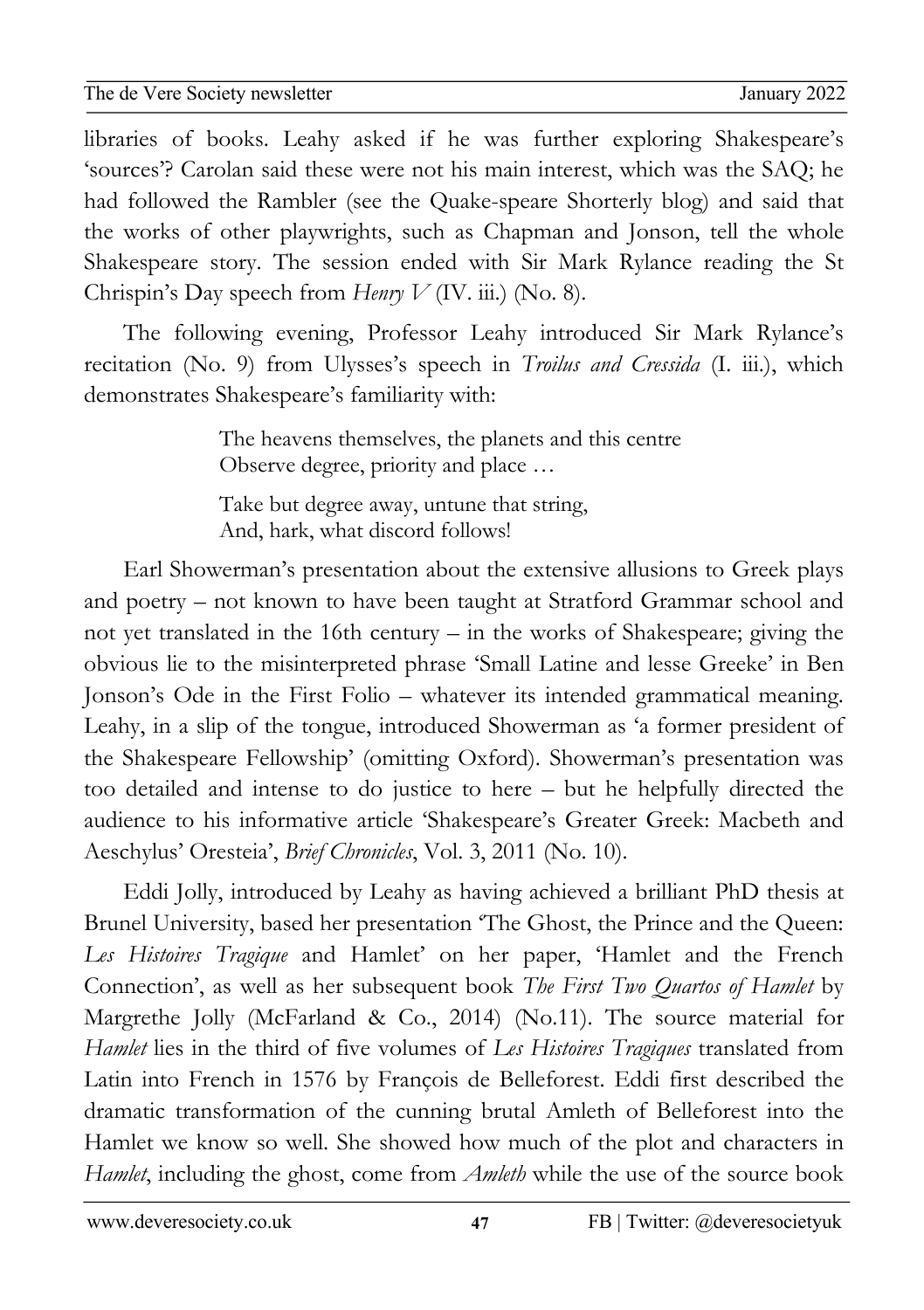libraries of books. Leahy asked if he was further exploring Shakespeare's 'sources'? Carolan said these were not his main interest, which was the SAQ; he had followed the Rambler (see the Quake-speare Shorterly blog) and said that the works of other playwrights, such as Chapman and Jonson, tell the whole Shakespeare story. The session ended with Sir Mark Rylance reading the St Chrispin's Day speech from *Henry V* (IV. iii.) (No. 8).

The following evening, Professor Leahy introduced Sir Mark Rylance's recitation (No. 9) from Ulysses's speech in *Troilus and Cressida* (I. iii.), which demonstrates Shakespeare's familiarity with:

> The heavens themselves, the planets and this centre
> Observe degree, priority and place …
>
> Take but degree away, untune that string,
> And, hark, what discord follows!

Earl Showerman's presentation about the extensive allusions to Greek plays and poetry – not known to have been taught at Stratford Grammar school and not yet translated in the 16th century – in the works of Shakespeare; giving the obvious lie to the misinterpreted phrase 'Small Latine and lesse Greeke' in Ben Jonson's Ode in the First Folio – whatever its intended grammatical meaning. Leahy, in a slip of the tongue, introduced Showerman as 'a former president of the Shakespeare Fellowship' (omitting Oxford). Showerman's presentation was too detailed and intense to do justice to here – but he helpfully directed the audience to his informative article 'Shakespeare's Greater Greek: Macbeth and Aeschylus' Oresteia', *Brief Chronicles*, Vol. 3, 2011 (No. 10).

Eddi Jolly, introduced by Leahy as having achieved a brilliant PhD thesis at Brunel University, based her presentation 'The Ghost, the Prince and the Queen: *Les Histoires Tragique* and Hamlet' on her paper, 'Hamlet and the French Connection', as well as her subsequent book *The First Two Quartos of Hamlet* by Margrethe Jolly (McFarland & Co., 2014) (No.11). The source material for *Hamlet* lies in the third of five volumes of *Les Histoires Tragiques* translated from Latin into French in 1576 by François de Belleforest. Eddi first described the dramatic transformation of the cunning brutal Amleth of Belleforest into the Hamlet we know so well. She showed how much of the plot and characters in *Hamlet*, including the ghost, come from *Amleth* while the use of the source book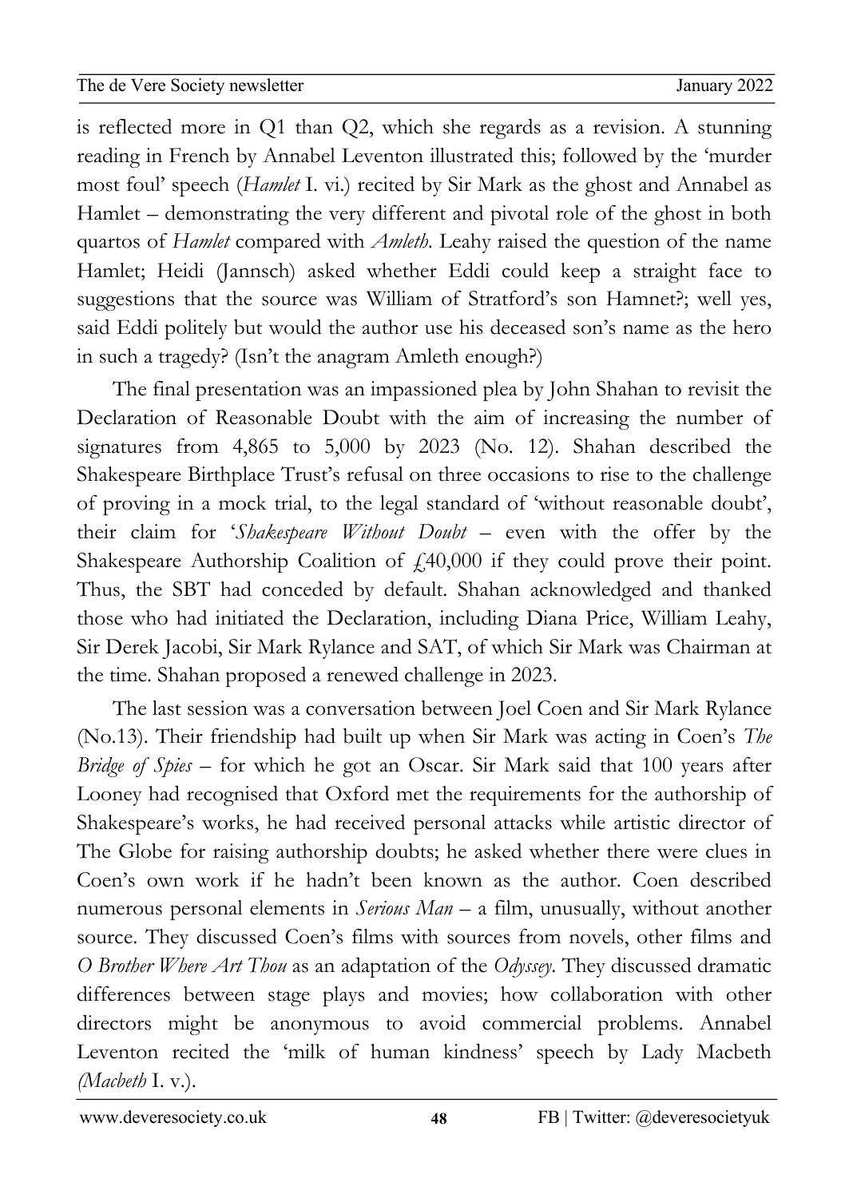is reflected more in Q1 than Q2, which she regards as a revision. A stunning reading in French by Annabel Leventon illustrated this; followed by the 'murder most foul' speech (*Hamlet* I. vi.) recited by Sir Mark as the ghost and Annabel as Hamlet – demonstrating the very different and pivotal role of the ghost in both quartos of *Hamlet* compared with *Amleth*. Leahy raised the question of the name Hamlet; Heidi (Jannsch) asked whether Eddi could keep a straight face to suggestions that the source was William of Stratford's son Hamnet?; well yes, said Eddi politely but would the author use his deceased son's name as the hero in such a tragedy? (Isn't the anagram Amleth enough?)

The final presentation was an impassioned plea by John Shahan to revisit the Declaration of Reasonable Doubt with the aim of increasing the number of signatures from 4,865 to 5,000 by 2023 (No. 12). Shahan described the Shakespeare Birthplace Trust's refusal on three occasions to rise to the challenge of proving in a mock trial, to the legal standard of 'without reasonable doubt', their claim for '*Shakespeare Without Doubt* – even with the offer by the Shakespeare Authorship Coalition of £40,000 if they could prove their point. Thus, the SBT had conceded by default. Shahan acknowledged and thanked those who had initiated the Declaration, including Diana Price, William Leahy, Sir Derek Jacobi, Sir Mark Rylance and SAT, of which Sir Mark was Chairman at the time. Shahan proposed a renewed challenge in 2023.

The last session was a conversation between Joel Coen and Sir Mark Rylance (No.13). Their friendship had built up when Sir Mark was acting in Coen's *The Bridge of Spies* – for which he got an Oscar. Sir Mark said that 100 years after Looney had recognised that Oxford met the requirements for the authorship of Shakespeare's works, he had received personal attacks while artistic director of The Globe for raising authorship doubts; he asked whether there were clues in Coen's own work if he hadn't been known as the author. Coen described numerous personal elements in *Serious Man* – a film, unusually, without another source. They discussed Coen's films with sources from novels, other films and *O Brother Where Art Thou* as an adaptation of the *Odyssey*. They discussed dramatic differences between stage plays and movies; how collaboration with other directors might be anonymous to avoid commercial problems. Annabel Leventon recited the 'milk of human kindness' speech by Lady Macbeth (*Macbeth* I. v.).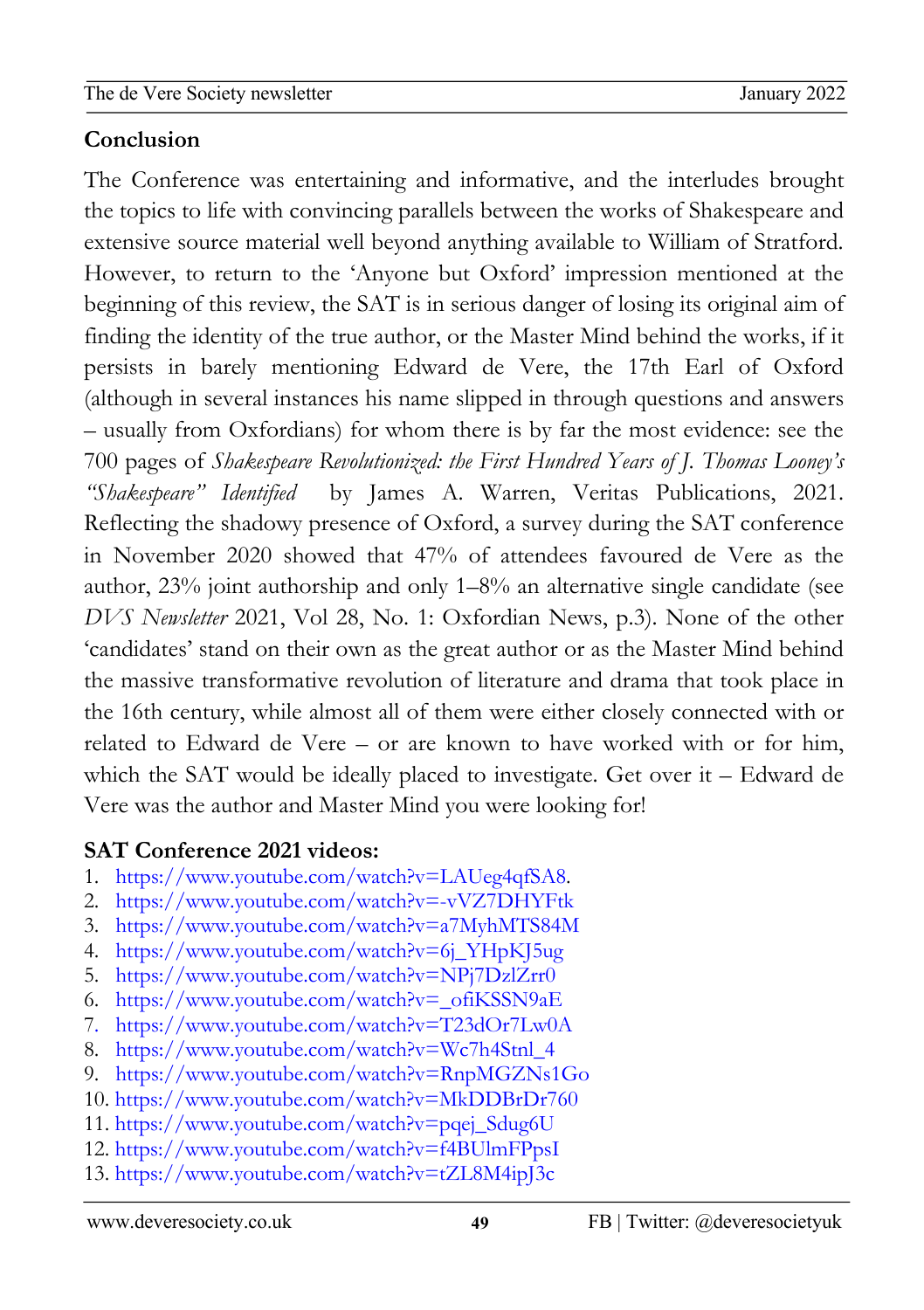## Conclusion

The Conference was entertaining and informative, and the interludes brought the topics to life with convincing parallels between the works of Shakespeare and extensive source material well beyond anything available to William of Stratford. However, to return to the 'Anyone but Oxford' impression mentioned at the beginning of this review, the SAT is in serious danger of losing its original aim of finding the identity of the true author, or the Master Mind behind the works, if it persists in barely mentioning Edward de Vere, the 17th Earl of Oxford (although in several instances his name slipped in through questions and answers – usually from Oxfordians) for whom there is by far the most evidence: see the 700 pages of *Shakespeare Revolutionized: the First Hundred Years of J. Thomas Looney's "Shakespeare" Identified* by James A. Warren, Veritas Publications, 2021. Reflecting the shadowy presence of Oxford, a survey during the SAT conference in November 2020 showed that 47% of attendees favoured de Vere as the author, 23% joint authorship and only 1–8% an alternative single candidate (see *DVS Newsletter* 2021, Vol 28, No. 1: Oxfordian News, p.3). None of the other 'candidates' stand on their own as the great author or as the Master Mind behind the massive transformative revolution of literature and drama that took place in the 16th century, while almost all of them were either closely connected with or related to Edward de Vere – or are known to have worked with or for him, which the SAT would be ideally placed to investigate. Get over it – Edward de Vere was the author and Master Mind you were looking for!

## SAT Conference 2021 videos:

1. https://www.youtube.com/watch?v=LAUeg4qfSA8.
2. https://www.youtube.com/watch?v=-vVZ7DHYFtk
3. https://www.youtube.com/watch?v=a7MyhMTS84M
4. https://www.youtube.com/watch?v=6j_YHpKJ5ug
5. https://www.youtube.com/watch?v=NPj7DzlZrr0
6. https://www.youtube.com/watch?v=_ofiKSSN9aE
7. https://www.youtube.com/watch?v=T23dOr7Lw0A
8. https://www.youtube.com/watch?v=Wc7h4Stnl_4
9. https://www.youtube.com/watch?v=RnpMGZNs1Go
10. https://www.youtube.com/watch?v=MkDDBrDr760
11. https://www.youtube.com/watch?v=pqej_Sdug6U
12. https://www.youtube.com/watch?v=f4BUlmFPpsI
13. https://www.youtube.com/watch?v=tZL8M4ipJ3c